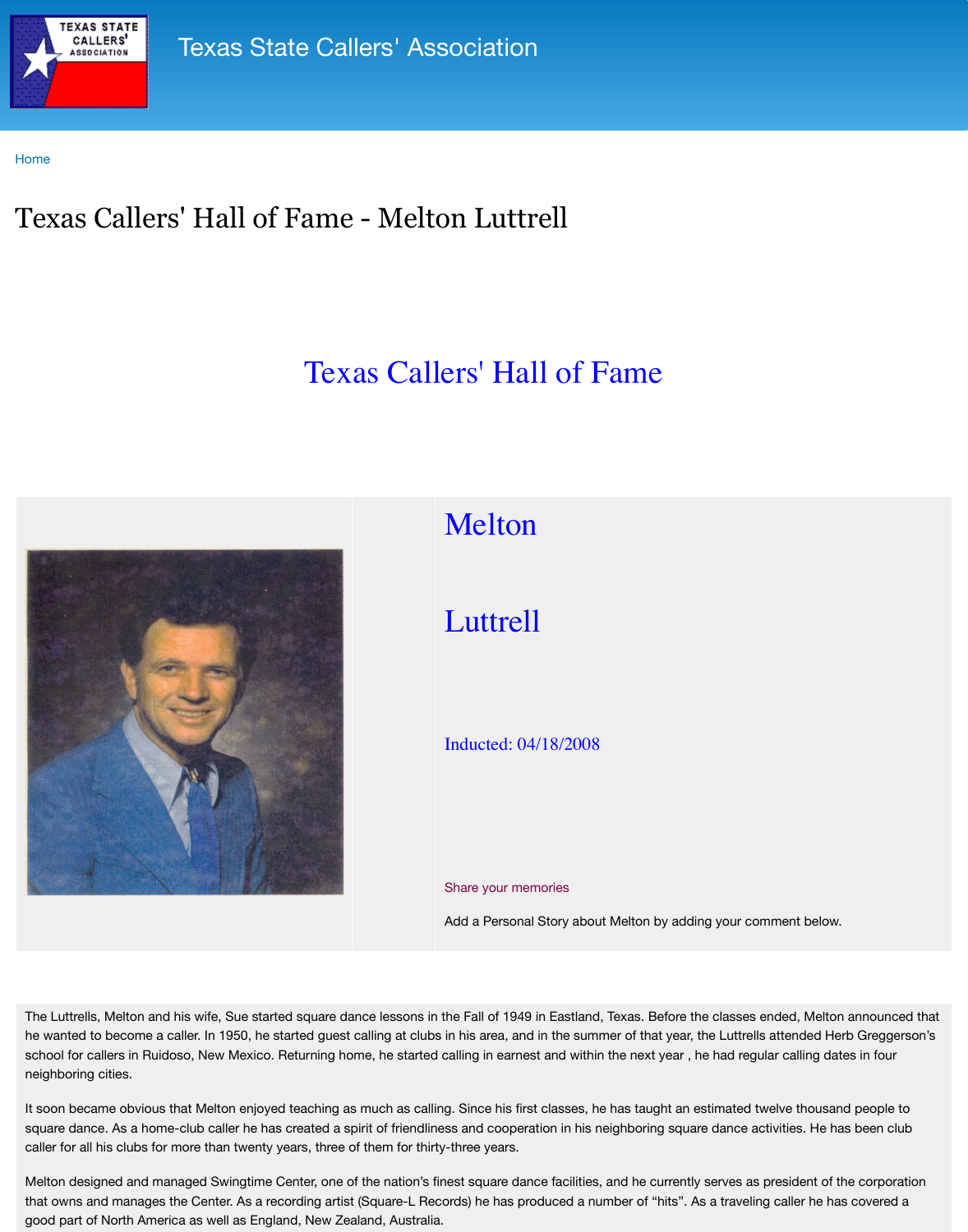# Texas State Callers' Association

Home

## Texas Callers' Hall of Fame - Melton Luttrell

## Texas Callers' Hall of Fame

### Melton

### Luttrell

Inducted: 04/18/2008

Share your memories

Add a Personal Story about Melton by adding your comment below.

The Luttrells, Melton and his wife, Sue started square dance lessons in the Fall of 1949 in Eastland, Texas. Before the classes ended, Melton announced that he wanted to become a caller. In 1950, he started guest calling at clubs in his area, and in the summer of that year, the Luttrells attended Herb Greggerson's school for callers in Ruidoso, New Mexico. Returning home, he started calling in earnest and within the next year , he had regular calling dates in four neighboring cities.

It soon became obvious that Melton enjoyed teaching as much as calling. Since his first classes, he has taught an estimated twelve thousand people to square dance. As a home-club caller he has created a spirit of friendliness and cooperation in his neighboring square dance activities. He has been club caller for all his clubs for more than twenty years, three of them for thirty-three years.

Melton designed and managed Swingtime Center, one of the nation's finest square dance facilities, and he currently serves as president of the corporation that owns and manages the Center. As a recording artist (Square-L Records) he has produced a number of "hits". As a traveling caller he has covered a good part of North America as well as England, New Zealand, Australia.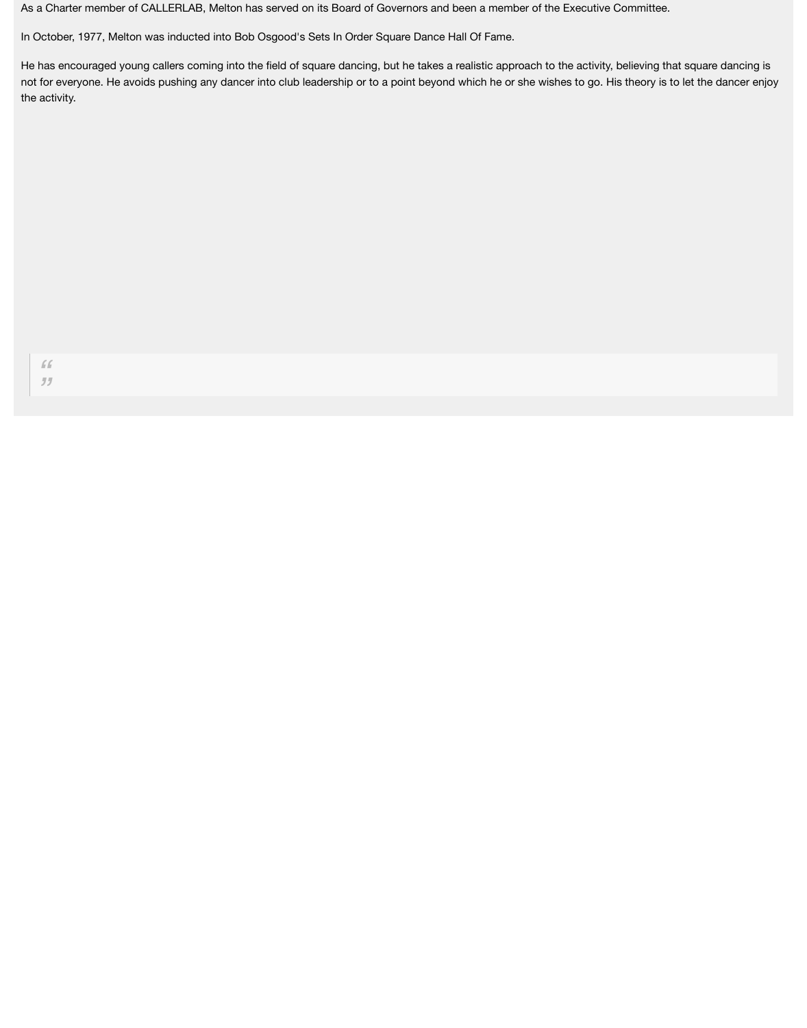As a Charter member of CALLERLAB, Melton has served on its Board of Governors and been a member of the Executive Committee.

In October, 1977, Melton was inducted into Bob Osgood's Sets In Order Square Dance Hall Of Fame.

He has encouraged young callers coming into the field of square dancing, but he takes a realistic approach to the activity, believing that square dancing is not for everyone. He avoids pushing any dancer into club leadership or to a point beyond which he or she wishes to go. His theory is to let the dancer enjoy the activity.